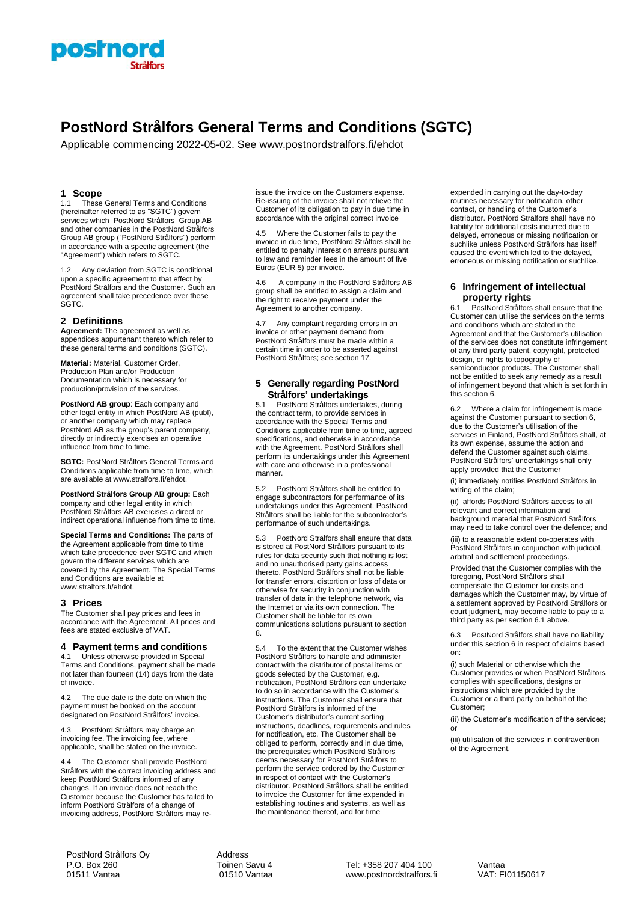# PostNord Strålfors General Terms and Conditions (SGTC)

Applicable commencing 2022-05-02. See www.postnordstralfors.fi/ehdot

## 1 Scope

1.1 These General Terms and Conditions (hereinafter referred to as "SGTC") govern services which PostNord Strålfors Group AB and other companies in the PostNord Strålfors Group AB group ("PostNord Strålfors") perform in accordance with a specific agreement (the "Agreement") which refers to SGTC.

1.2 Any deviation from SGTC is conditional upon a specific agreement to that effect by PostNord Strålfors and the Customer. Such an agreement shall take precedence over these SGTC.

## 2 Definitions

**Agreement:** The agreement as well as appendices appurtenant thereto which refer to these general terms and conditions (SGTC).

**Material:** Material, Customer Order, Production Plan and/or Production Documentation which is necessary for production/provision of the services.

**PostNord AB group**: Each company and other legal entity in which PostNord AB (publ), or another company which may replace PostNord AB as the group's parent company, directly or indirectly exercises an operative influence from time to time.

**SGTC:** PostNord Strålfors General Terms and Conditions applicable from time to time, which are available at www.stralfors.fi/ehdot.

**PostNord Strålfors Group AB group:** Each company and other legal entity in which PostNord Strålfors AB exercises a direct or indirect operational influence from time to time.

**Special Terms and Conditions:** The parts of the Agreement applicable from time to time which take precedence over SGTC and which govern the different services which are covered by the Agreement. The Special Terms and Conditions are available at www.stralfors.fi/ehdot.

## 3 Prices

The Customer shall pay prices and fees in accordance with the Agreement. All prices and fees are stated exclusive of VAT.

## 4 Payment terms and conditions

4.1 Unless otherwise provided in Special Terms and Conditions, payment shall be made not later than fourteen (14) days from the date of invoice.

4.2 The due date is the date on which the payment must be booked on the account designated on PostNord Strålfors' invoice.

4.3 PostNord Strålfors may charge an invoicing fee. The invoicing fee, where applicable, shall be stated on the invoice.

4.4 The Customer shall provide PostNord Strålfors with the correct invoicing address and keep PostNord Strålfors informed of any changes. If an invoice does not reach the Customer because the Customer has failed to inform PostNord Strålfors of a change of invoicing address, PostNord Strålfors may re-issue the invoice on the Customers expense. Re-issuing of the invoice shall not relieve the Customer of its obligation to pay in due time in accordance with the original correct invoice

4.5 Where the Customer fails to pay the invoice in due time, PostNord Strålfors shall be entitled to penalty interest on arrears pursuant to law and reminder fees in the amount of five Euros (EUR 5) per invoice.

4.6 A company in the PostNord Strålfors AB group shall be entitled to assign a claim and the right to receive payment under the Agreement to another company.

4.7 Any complaint regarding errors in an invoice or other payment demand from PostNord Strålfors must be made within a certain time in order to be asserted against PostNord Strålfors; see section 17.

## 5 Generally regarding PostNord Strålfors' undertakings

5.1 PostNord Strålfors undertakes, during the contract term, to provide services in accordance with the Special Terms and Conditions applicable from time to time, agreed specifications, and otherwise in accordance with the Agreement. PostNord Strålfors shall perform its undertakings under this Agreement with care and otherwise in a professional manner.

5.2 PostNord Strålfors shall be entitled to engage subcontractors for performance of its undertakings under this Agreement. PostNord Strålfors shall be liable for the subcontractor's performance of such undertakings.

5.3 PostNord Strålfors shall ensure that data is stored at PostNord Strålfors pursuant to its rules for data security such that nothing is lost and no unauthorised party gains access thereto. PostNord Strålfors shall not be liable for transfer errors, distortion or loss of data or otherwise for security in conjunction with transfer of data in the telephone network, via the Internet or via its own connection. The Customer shall be liable for its own communications solutions pursuant to section 8.

5.4 To the extent that the Customer wishes PostNord Strålfors to handle and administer contact with the distributor of postal items or goods selected by the Customer, e.g. notification, PostNord Strålfors can undertake to do so in accordance with the Customer's instructions. The Customer shall ensure that PostNord Strålfors is informed of the Customer's distributor's current sorting instructions, deadlines, requirements and rules for notification, etc. The Customer shall be obliged to perform, correctly and in due time, the prerequisites which PostNord Strålfors deems necessary for PostNord Strålfors to perform the service ordered by the Customer in respect of contact with the Customer's distributor. PostNord Strålfors shall be entitled to invoice the Customer for time expended in establishing routines and systems, as well as the maintenance thereof, and for time expended in carrying out the day-to-day routines necessary for notification, other contact, or handling of the Customer's distributor. PostNord Strålfors shall have no liability for additional costs incurred due to delayed, erroneous or missing notification or suchlike unless PostNord Strålfors has itself caused the event which led to the delayed, erroneous or missing notification or suchlike.

## 6 Infringement of intellectual property rights

6.1 PostNord Strålfors shall ensure that the Customer can utilise the services on the terms and conditions which are stated in the Agreement and that the Customer's utilisation of the services does not constitute infringement of any third party patent, copyright, protected design, or rights to topography of semiconductor products. The Customer shall not be entitled to seek any remedy as a result of infringement beyond that which is set forth in this section 6.

6.2 Where a claim for infringement is made against the Customer pursuant to section 6, due to the Customer's utilisation of the services in Finland, PostNord Strålfors shall, at its own expense, assume the action and defend the Customer against such claims. PostNord Strålfors' undertakings shall only apply provided that the Customer

(i) immediately notifies PostNord Strålfors in writing of the claim;

(ii) affords PostNord Strålfors access to all relevant and correct information and background material that PostNord Strålfors may need to take control over the defence; and

(iii) to a reasonable extent co-operates with PostNord Strålfors in conjunction with judicial, arbitral and settlement proceedings.

Provided that the Customer complies with the foregoing, PostNord Strålfors shall compensate the Customer for costs and damages which the Customer may, by virtue of a settlement approved by PostNord Strålfors or court judgment, may become liable to pay to a third party as per section 6.1 above.

6.3 PostNord Strålfors shall have no liability under this section 6 in respect of claims based on:

(i) such Material or otherwise which the Customer provides or when PostNord Strålfors complies with specifications, designs or instructions which are provided by the Customer or a third party on behalf of the Customer;

(ii) the Customer's modification of the services; or

(iii) utilisation of the services in contravention of the Agreement.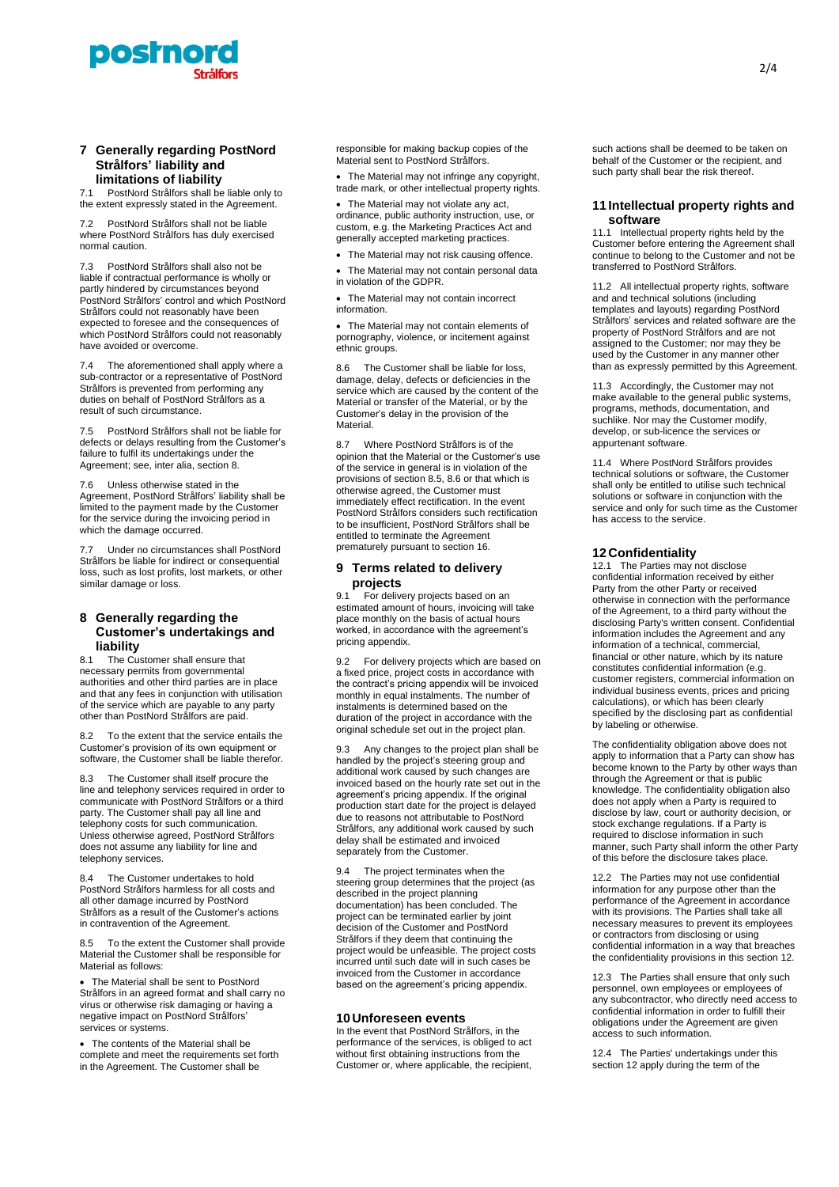## 7 Generally regarding PostNord Strålfors' liability and limitations of liability

7.1 PostNord Strålfors shall be liable only to the extent expressly stated in the Agreement.

7.2 PostNord Strålfors shall not be liable where PostNord Strålfors has duly exercised normal caution.

7.3 PostNord Strålfors shall also not be liable if contractual performance is wholly or partly hindered by circumstances beyond PostNord Strålfors' control and which PostNord Strålfors could not reasonably have been expected to foresee and the consequences of which PostNord Strålfors could not reasonably have avoided or overcome.

7.4 The aforementioned shall apply where a sub-contractor or a representative of PostNord Strålfors is prevented from performing any duties on behalf of PostNord Strålfors as a result of such circumstance.

7.5 PostNord Strålfors shall not be liable for defects or delays resulting from the Customer's failure to fulfil its undertakings under the Agreement; see, inter alia, section 8.

7.6 Unless otherwise stated in the Agreement, PostNord Strålfors' liability shall be limited to the payment made by the Customer for the service during the invoicing period in which the damage occurred.

7.7 Under no circumstances shall PostNord Strålfors be liable for indirect or consequential loss, such as lost profits, lost markets, or other similar damage or loss.

## 8 Generally regarding the Customer's undertakings and liability

8.1 The Customer shall ensure that necessary permits from governmental authorities and other third parties are in place and that any fees in conjunction with utilisation of the service which are payable to any party other than PostNord Strålfors are paid.

8.2 To the extent that the service entails the Customer's provision of its own equipment or software, the Customer shall be liable therefor.

8.3 The Customer shall itself procure the line and telephony services required in order to communicate with PostNord Strålfors or a third party. The Customer shall pay all line and telephony costs for such communication. Unless otherwise agreed, PostNord Strålfors does not assume any liability for line and telephony services.

8.4 The Customer undertakes to hold PostNord Strålfors harmless for all costs and all other damage incurred by PostNord Strålfors as a result of the Customer's actions in contravention of the Agreement.

8.5 To the extent the Customer shall provide Material the Customer shall be responsible for Material as follows:

- The Material shall be sent to PostNord Strålfors in an agreed format and shall carry no virus or otherwise risk damaging or having a negative impact on PostNord Strålfors' services or systems.
- The contents of the Material shall be complete and meet the requirements set forth in the Agreement. The Customer shall be responsible for making backup copies of the Material sent to PostNord Strålfors.
- The Material may not infringe any copyright, trade mark, or other intellectual property rights.
- The Material may not violate any act, ordinance, public authority instruction, use, or custom, e.g. the Marketing Practices Act and generally accepted marketing practices.
- The Material may not risk causing offence.
- The Material may not contain personal data in violation of the GDPR.
- The Material may not contain incorrect information.
- The Material may not contain elements of pornography, violence, or incitement against ethnic groups.

8.6 The Customer shall be liable for loss, damage, delay, defects or deficiencies in the service which are caused by the content of the Material or transfer of the Material, or by the Customer's delay in the provision of the Material.

8.7 Where PostNord Strålfors is of the opinion that the Material or the Customer's use of the service in general is in violation of the provisions of section 8.5, 8.6 or that which is otherwise agreed, the Customer must immediately effect rectification. In the event PostNord Strålfors considers such rectification to be insufficient, PostNord Strålfors shall be entitled to terminate the Agreement prematurely pursuant to section 16.

## 9 Terms related to delivery projects

9.1 For delivery projects based on an estimated amount of hours, invoicing will take place monthly on the basis of actual hours worked, in accordance with the agreement's pricing appendix.

9.2 For delivery projects which are based on a fixed price, project costs in accordance with the contract's pricing appendix will be invoiced monthly in equal instalments. The number of instalments is determined based on the duration of the project in accordance with the original schedule set out in the project plan.

9.3 Any changes to the project plan shall be handled by the project's steering group and additional work caused by such changes are invoiced based on the hourly rate set out in the agreement's pricing appendix. If the original production start date for the project is delayed due to reasons not attributable to PostNord Strålfors, any additional work caused by such delay shall be estimated and invoiced separately from the Customer.

9.4 The project terminates when the steering group determines that the project (as described in the project planning documentation) has been concluded. The project can be terminated earlier by joint decision of the Customer and PostNord Strålfors if they deem that continuing the project would be unfeasible. The project costs incurred until such date will in such cases be invoiced from the Customer in accordance based on the agreement's pricing appendix.

## 10 Unforeseen events

In the event that PostNord Strålfors, in the performance of the services, is obliged to act without first obtaining instructions from the Customer or, where applicable, the recipient, such actions shall be deemed to be taken on behalf of the Customer or the recipient, and such party shall bear the risk thereof.

## 11 Intellectual property rights and software

11.1 Intellectual property rights held by the Customer before entering the Agreement shall continue to belong to the Customer and not be transferred to PostNord Strålfors.

11.2 All intellectual property rights, software and and technical solutions (including templates and layouts) regarding PostNord Strålfors' services and related software are the property of PostNord Strålfors and are not assigned to the Customer; nor may they be used by the Customer in any manner other than as expressly permitted by this Agreement.

11.3 Accordingly, the Customer may not make available to the general public systems, programs, methods, documentation, and suchlike. Nor may the Customer modify, develop, or sub-licence the services or appurtenant software.

11.4 Where PostNord Strålfors provides technical solutions or software, the Customer shall only be entitled to utilise such technical solutions or software in conjunction with the service and only for such time as the Customer has access to the service.

## 12 Confidentiality

12.1 The Parties may not disclose confidential information received by either Party from the other Party or received otherwise in connection with the performance of the Agreement, to a third party without the disclosing Party's written consent. Confidential information includes the Agreement and any information of a technical, commercial, financial or other nature, which by its nature constitutes confidential information (e.g. customer registers, commercial information on individual business events, prices and pricing calculations), or which has been clearly specified by the disclosing part as confidential by labeling or otherwise.

The confidentiality obligation above does not apply to information that a Party can show has become known to the Party by other ways than through the Agreement or that is public knowledge. The confidentiality obligation also does not apply when a Party is required to disclose by law, court or authority decision, or stock exchange regulations. If a Party is required to disclose information in such manner, such Party shall inform the other Party of this before the disclosure takes place.

12.2 The Parties may not use confidential information for any purpose other than the performance of the Agreement in accordance with its provisions. The Parties shall take all necessary measures to prevent its employees or contractors from disclosing or using confidential information in a way that breaches the confidentiality provisions in this section 12.

12.3 The Parties shall ensure that only such personnel, own employees or employees of any subcontractor, who directly need access to confidential information in order to fulfill their obligations under the Agreement are given access to such information.

12.4 The Parties' undertakings under this section 12 apply during the term of the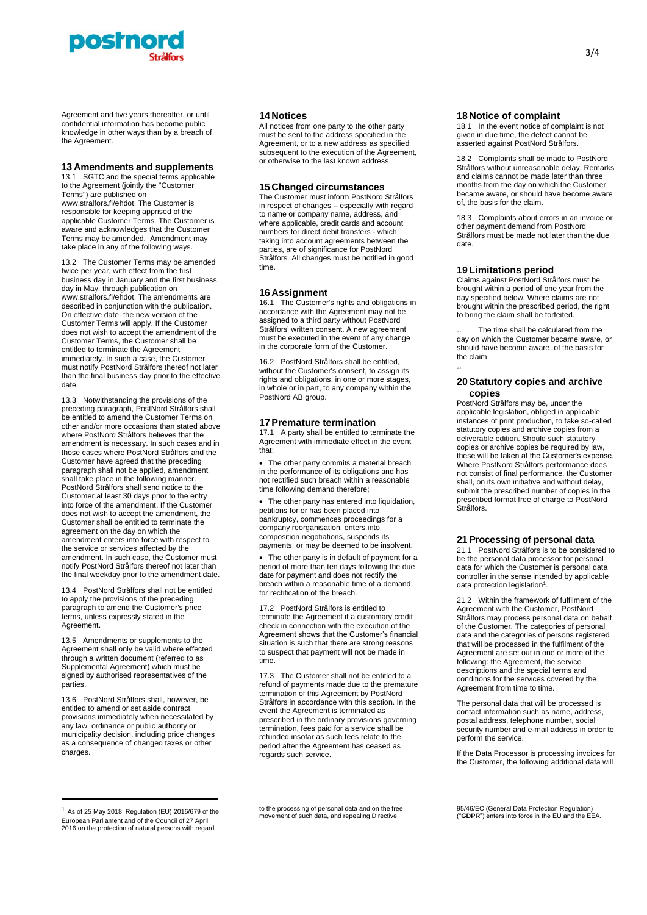Agreement and five years thereafter, or until confidential information has become public knowledge in other ways than by a breach of the Agreement.

## 13 Amendments and supplements

13.1 SGTC and the special terms applicable to the Agreement (jointly the "Customer Terms") are published on www.stralfors.fi/ehdot. The Customer is responsible for keeping apprised of the applicable Customer Terms. The Customer is aware and acknowledges that the Customer Terms may be amended. Amendment may take place in any of the following ways.

13.2 The Customer Terms may be amended twice per year, with effect from the first business day in January and the first business day in May, through publication on www.stralfors.fi/ehdot. The amendments are described in conjunction with the publication. On effective date, the new version of the Customer Terms will apply. If the Customer does not wish to accept the amendment of the Customer Terms, the Customer shall be entitled to terminate the Agreement immediately. In such a case, the Customer must notify PostNord Strålfors thereof not later than the final business day prior to the effective date.

13.3 Notwithstanding the provisions of the preceding paragraph, PostNord Strålfors shall be entitled to amend the Customer Terms on other and/or more occasions than stated above where PostNord Strålfors believes that the amendment is necessary. In such cases and in those cases where PostNord Strålfors and the Customer have agreed that the preceding paragraph shall not be applied, amendment shall take place in the following manner. PostNord Strålfors shall send notice to the Customer at least 30 days prior to the entry into force of the amendment. If the Customer does not wish to accept the amendment, the Customer shall be entitled to terminate the agreement on the day on which the amendment enters into force with respect to the service or services affected by the amendment. In such case, the Customer must notify PostNord Strålfors thereof not later than the final weekday prior to the amendment date.

13.4 PostNord Strålfors shall not be entitled to apply the provisions of the preceding paragraph to amend the Customer's price terms, unless expressly stated in the Agreement.

13.5 Amendments or supplements to the Agreement shall only be valid where effected through a written document (referred to as Supplemental Agreement) which must be signed by authorised representatives of the parties.

13.6 PostNord Strålfors shall, however, be entitled to amend or set aside contract provisions immediately when necessitated by any law, ordinance or public authority or municipality decision, including price changes as a consequence of changed taxes or other charges.

## 14 Notices

All notices from one party to the other party must be sent to the address specified in the Agreement, or to a new address as specified subsequent to the execution of the Agreement, or otherwise to the last known address.

## 15 Changed circumstances

The Customer must inform PostNord Strålfors in respect of changes – especially with regard to name or company name, address, and where applicable, credit cards and account numbers for direct debit transfers - which, taking into account agreements between the parties, are of significance for PostNord Strålfors. All changes must be notified in good time.

## 16 Assignment

16.1 The Customer's rights and obligations in accordance with the Agreement may not be assigned to a third party without PostNord Strålfors' written consent. A new agreement must be executed in the event of any change in the corporate form of the Customer.

16.2 PostNord Strålfors shall be entitled, without the Customer's consent, to assign its rights and obligations, in one or more stages, in whole or in part, to any company within the PostNord AB group.

## 17 Premature termination

17.1 A party shall be entitled to terminate the Agreement with immediate effect in the event that:

- The other party commits a material breach in the performance of its obligations and has not rectified such breach within a reasonable time following demand therefore;
- The other party has entered into liquidation, petitions for or has been placed into bankruptcy, commences proceedings for a company reorganisation, enters into composition negotiations, suspends its payments, or may be deemed to be insolvent.
- The other party is in default of payment for a period of more than ten days following the due date for payment and does not rectify the breach within a reasonable time of a demand for rectification of the breach.

17.2 PostNord Strålfors is entitled to terminate the Agreement if a customary credit check in connection with the execution of the Agreement shows that the Customer's financial situation is such that there are strong reasons to suspect that payment will not be made in time.

17.3 The Customer shall not be entitled to a refund of payments made due to the premature termination of this Agreement by PostNord Strålfors in accordance with this section. In the event the Agreement is terminated as prescribed in the ordinary provisions governing termination, fees paid for a service shall be refunded insofar as such fees relate to the period after the Agreement has ceased as regards such service.

## 18 Notice of complaint

18.1 In the event notice of complaint is not given in due time, the defect cannot be asserted against PostNord Strålfors.

18.2 Complaints shall be made to PostNord Strålfors without unreasonable delay. Remarks and claims cannot be made later than three months from the day on which the Customer became aware, or should have become aware of, the basis for the claim.

18.3 Complaints about errors in an invoice or other payment demand from PostNord Strålfors must be made not later than the due date.

## 19 Limitations period

Claims against PostNord Strålfors must be brought within a period of one year from the day specified below. Where claims are not brought within the prescribed period, the right to bring the claim shall be forfeited.

19.1 The time shall be calculated from the day on which the Customer became aware, or should have become aware, of the basis for the claim.

19.2

## 20 Statutory copies and archive copies

PostNord Strålfors may be, under the applicable legislation, obliged in applicable instances of print production, to take so-called statutory copies and archive copies from a deliverable edition. Should such statutory copies or archive copies be required by law, these will be taken at the Customer's expense. Where PostNord Strålfors performance does not consist of final performance, the Customer shall, on its own initiative and without delay, submit the prescribed number of copies in the prescribed format free of charge to PostNord Strålfors.

## 21 Processing of personal data

21.1 PostNord Strålfors is to be considered to be the personal data processor for personal data for which the Customer is personal data controller in the sense intended by applicable data protection legislation[1].

21.2 Within the framework of fulfilment of the Agreement with the Customer, PostNord Strålfors may process personal data on behalf of the Customer. The categories of personal data and the categories of persons registered that will be processed in the fulfilment of the Agreement are set out in one or more of the following: the Agreement, the service descriptions and the special terms and conditions for the services covered by the Agreement from time to time.

The personal data that will be processed is contact information such as name, address, postal address, telephone number, social security number and e-mail address in order to perform the service.

If the Data Processor is processing invoices for the Customer, the following additional data will

---

[1] As of 25 May 2018, Regulation (EU) 2016/679 of the European Parliament and of the Council of 27 April 2016 on the protection of natural persons with regard to the processing of personal data and on the free movement of such data, and repealing Directive 95/46/EC (General Data Protection Regulation) ("**GDPR**") enters into force in the EU and the EEA.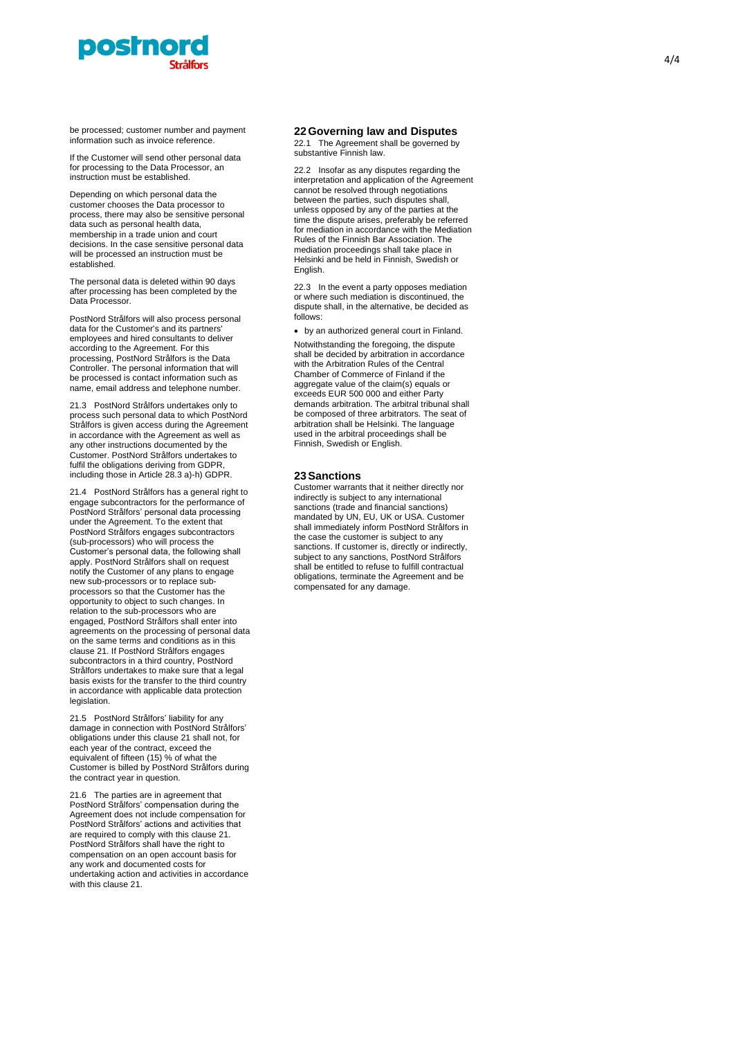be processed; customer number and payment information such as invoice reference.

If the Customer will send other personal data for processing to the Data Processor, an instruction must be established.

Depending on which personal data the customer chooses the Data processor to process, there may also be sensitive personal data such as personal health data, membership in a trade union and court decisions. In the case sensitive personal data will be processed an instruction must be established.

The personal data is deleted within 90 days after processing has been completed by the Data Processor.

PostNord Strålfors will also process personal data for the Customer's and its partners' employees and hired consultants to deliver according to the Agreement. For this processing, PostNord Strålfors is the Data Controller. The personal information that will be processed is contact information such as name, email address and telephone number.

21.3 PostNord Strålfors undertakes only to process such personal data to which PostNord Strålfors is given access during the Agreement in accordance with the Agreement as well as any other instructions documented by the Customer. PostNord Strålfors undertakes to fulfil the obligations deriving from GDPR, including those in Article 28.3 a)-h) GDPR.

21.4 PostNord Strålfors has a general right to engage subcontractors for the performance of PostNord Strålfors' personal data processing under the Agreement. To the extent that PostNord Strålfors engages subcontractors (sub-processors) who will process the Customer's personal data, the following shall apply. PostNord Strålfors shall on request notify the Customer of any plans to engage new sub-processors or to replace sub-processors so that the Customer has the opportunity to object to such changes. In relation to the sub-processors who are engaged, PostNord Strålfors shall enter into agreements on the processing of personal data on the same terms and conditions as in this clause 21. If PostNord Strålfors engages subcontractors in a third country, PostNord Strålfors undertakes to make sure that a legal basis exists for the transfer to the third country in accordance with applicable data protection legislation.

21.5 PostNord Strålfors' liability for any damage in connection with PostNord Strålfors' obligations under this clause 21 shall not, for each year of the contract, exceed the equivalent of fifteen (15) % of what the Customer is billed by PostNord Strålfors during the contract year in question.

21.6 The parties are in agreement that PostNord Strålfors' compensation during the Agreement does not include compensation for PostNord Strålfors' actions and activities that are required to comply with this clause 21. PostNord Strålfors shall have the right to compensation on an open account basis for any work and documented costs for undertaking action and activities in accordance with this clause 21.

## 22 Governing law and Disputes

22.1 The Agreement shall be governed by substantive Finnish law.

22.2 Insofar as any disputes regarding the interpretation and application of the Agreement cannot be resolved through negotiations between the parties, such disputes shall, unless opposed by any of the parties at the time the dispute arises, preferably be referred for mediation in accordance with the Mediation Rules of the Finnish Bar Association. The mediation proceedings shall take place in Helsinki and be held in Finnish, Swedish or English.

22.3 In the event a party opposes mediation or where such mediation is discontinued, the dispute shall, in the alternative, be decided as follows:

- by an authorized general court in Finland.

Notwithstanding the foregoing, the dispute shall be decided by arbitration in accordance with the Arbitration Rules of the Central Chamber of Commerce of Finland if the aggregate value of the claim(s) equals or exceeds EUR 500 000 and either Party demands arbitration. The arbitral tribunal shall be composed of three arbitrators. The seat of arbitration shall be Helsinki. The language used in the arbitral proceedings shall be Finnish, Swedish or English.

## 23 Sanctions

Customer warrants that it neither directly nor indirectly is subject to any international sanctions (trade and financial sanctions) mandated by UN, EU, UK or USA. Customer shall immediately inform PostNord Strålfors in the case the customer is subject to any sanctions. If customer is, directly or indirectly, subject to any sanctions, PostNord Strålfors shall be entitled to refuse to fulfill contractual obligations, terminate the Agreement and be compensated for any damage.